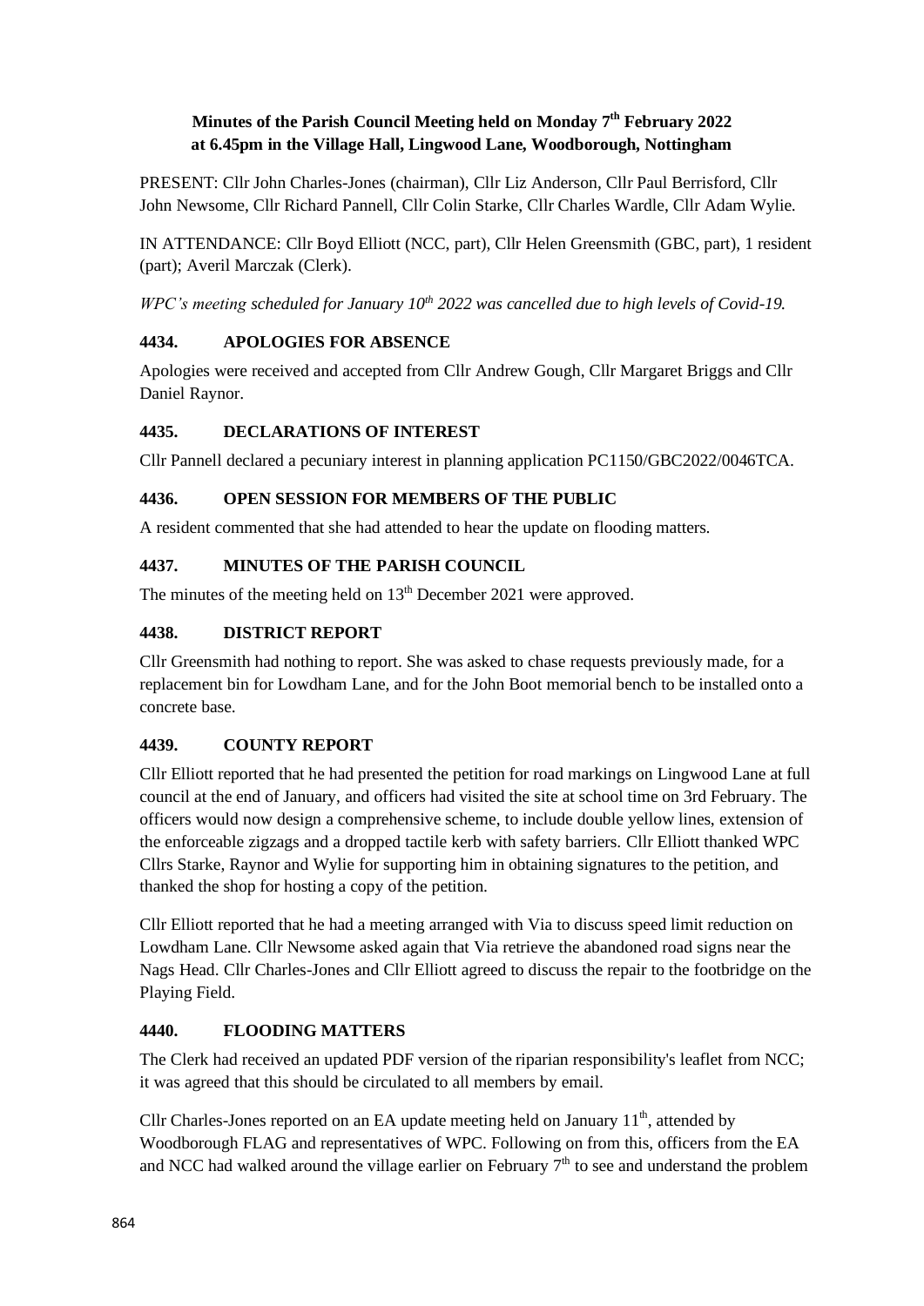**Minutes of the Parish Council Meeting held on Monday 7th February 2022 at 6.45pm in the Village Hall, Lingwood Lane, Woodborough, Nottingham**

PRESENT: Cllr John Charles-Jones (chairman), Cllr Liz Anderson, Cllr Paul Berrisford, Cllr John Newsome, Cllr Richard Pannell, Cllr Colin Starke, Cllr Charles Wardle, Cllr Adam Wylie.

IN ATTENDANCE: Cllr Boyd Elliott (NCC, part), Cllr Helen Greensmith (GBC, part), 1 resident (part); Averil Marczak (Clerk).

*WPC's meeting scheduled for January 10th 2022 was cancelled due to high levels of Covid-19.*

### 4434. APOLOGIES FOR ABSENCE

Apologies were received and accepted from Cllr Andrew Gough, Cllr Margaret Briggs and Cllr Daniel Raynor.

### 4435. DECLARATIONS OF INTEREST

Cllr Pannell declared a pecuniary interest in planning application PC1150/GBC2022/0046TCA.

### 4436. OPEN SESSION FOR MEMBERS OF THE PUBLIC

A resident commented that she had attended to hear the update on flooding matters.

### 4437. MINUTES OF THE PARISH COUNCIL

The minutes of the meeting held on 13th December 2021 were approved.

### 4438. DISTRICT REPORT

Cllr Greensmith had nothing to report. She was asked to chase requests previously made, for a replacement bin for Lowdham Lane, and for the John Boot memorial bench to be installed onto a concrete base.

### 4439. COUNTY REPORT

Cllr Elliott reported that he had presented the petition for road markings on Lingwood Lane at full council at the end of January, and officers had visited the site at school time on 3rd February. The officers would now design a comprehensive scheme, to include double yellow lines, extension of the enforceable zigzags and a dropped tactile kerb with safety barriers. Cllr Elliott thanked WPC Cllrs Starke, Raynor and Wylie for supporting him in obtaining signatures to the petition, and thanked the shop for hosting a copy of the petition.

Cllr Elliott reported that he had a meeting arranged with Via to discuss speed limit reduction on Lowdham Lane. Cllr Newsome asked again that Via retrieve the abandoned road signs near the Nags Head. Cllr Charles-Jones and Cllr Elliott agreed to discuss the repair to the footbridge on the Playing Field.

### 4440. FLOODING MATTERS

The Clerk had received an updated PDF version of the riparian responsibility's leaflet from NCC; it was agreed that this should be circulated to all members by email.

Cllr Charles-Jones reported on an EA update meeting held on January 11th, attended by Woodborough FLAG and representatives of WPC. Following on from this, officers from the EA and NCC had walked around the village earlier on February 7th to see and understand the problem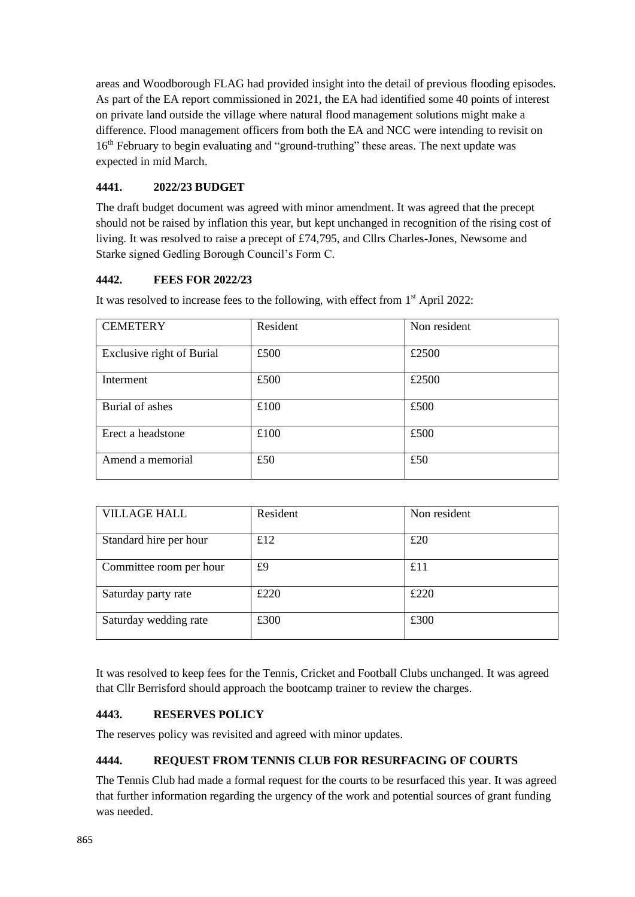areas and Woodborough FLAG had provided insight into the detail of previous flooding episodes. As part of the EA report commissioned in 2021, the EA had identified some 40 points of interest on private land outside the village where natural flood management solutions might make a difference. Flood management officers from both the EA and NCC were intending to revisit on 16th February to begin evaluating and "ground-truthing" these areas. The next update was expected in mid March.

**4441. 2022/23 BUDGET**

The draft budget document was agreed with minor amendment. It was agreed that the precept should not be raised by inflation this year, but kept unchanged in recognition of the rising cost of living. It was resolved to raise a precept of £74,795, and Cllrs Charles-Jones, Newsome and Starke signed Gedling Borough Council's Form C.

**4442. FEES FOR 2022/23**

It was resolved to increase fees to the following, with effect from 1st April 2022:

| CEMETERY | Resident | Non resident |
|---|---|---|
| Exclusive right of Burial | £500 | £2500 |
| Interment | £500 | £2500 |
| Burial of ashes | £100 | £500 |
| Erect a headstone | £100 | £500 |
| Amend a memorial | £50 | £50 |

| VILLAGE HALL | Resident | Non resident |
|---|---|---|
| Standard hire per hour | £12 | £20 |
| Committee room per hour | £9 | £11 |
| Saturday party rate | £220 | £220 |
| Saturday wedding rate | £300 | £300 |

It was resolved to keep fees for the Tennis, Cricket and Football Clubs unchanged. It was agreed that Cllr Berrisford should approach the bootcamp trainer to review the charges.

**4443. RESERVES POLICY**

The reserves policy was revisited and agreed with minor updates.

**4444. REQUEST FROM TENNIS CLUB FOR RESURFACING OF COURTS**

The Tennis Club had made a formal request for the courts to be resurfaced this year. It was agreed that further information regarding the urgency of the work and potential sources of grant funding was needed.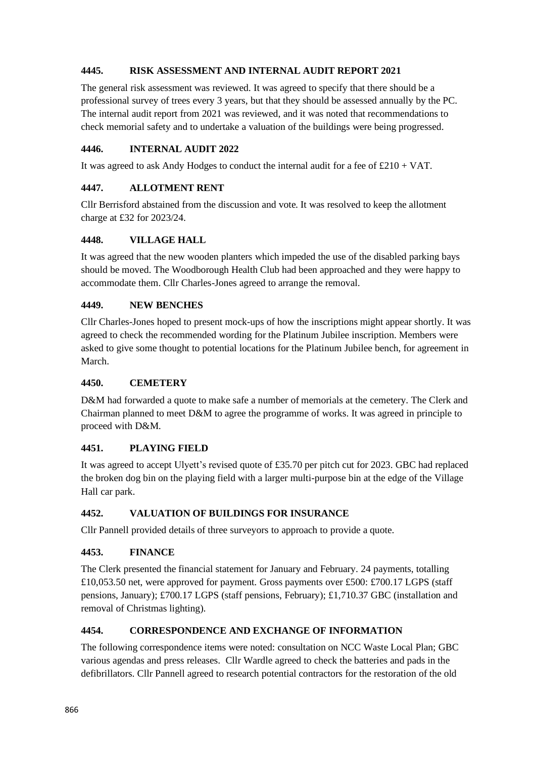### 4445. RISK ASSESSMENT AND INTERNAL AUDIT REPORT 2021

The general risk assessment was reviewed. It was agreed to specify that there should be a professional survey of trees every 3 years, but that they should be assessed annually by the PC. The internal audit report from 2021 was reviewed, and it was noted that recommendations to check memorial safety and to undertake a valuation of the buildings were being progressed.

### 4446. INTERNAL AUDIT 2022

It was agreed to ask Andy Hodges to conduct the internal audit for a fee of £210 + VAT.

### 4447. ALLOTMENT RENT

Cllr Berrisford abstained from the discussion and vote. It was resolved to keep the allotment charge at £32 for 2023/24.

### 4448. VILLAGE HALL

It was agreed that the new wooden planters which impeded the use of the disabled parking bays should be moved. The Woodborough Health Club had been approached and they were happy to accommodate them. Cllr Charles-Jones agreed to arrange the removal.

### 4449. NEW BENCHES

Cllr Charles-Jones hoped to present mock-ups of how the inscriptions might appear shortly. It was agreed to check the recommended wording for the Platinum Jubilee inscription. Members were asked to give some thought to potential locations for the Platinum Jubilee bench, for agreement in March.

### 4450. CEMETERY

D&M had forwarded a quote to make safe a number of memorials at the cemetery. The Clerk and Chairman planned to meet D&M to agree the programme of works. It was agreed in principle to proceed with D&M.

### 4451. PLAYING FIELD

It was agreed to accept Ulyett's revised quote of £35.70 per pitch cut for 2023. GBC had replaced the broken dog bin on the playing field with a larger multi-purpose bin at the edge of the Village Hall car park.

### 4452. VALUATION OF BUILDINGS FOR INSURANCE

Cllr Pannell provided details of three surveyors to approach to provide a quote.

### 4453. FINANCE

The Clerk presented the financial statement for January and February. 24 payments, totalling £10,053.50 net, were approved for payment. Gross payments over £500: £700.17 LGPS (staff pensions, January); £700.17 LGPS (staff pensions, February); £1,710.37 GBC (installation and removal of Christmas lighting).

### 4454. CORRESPONDENCE AND EXCHANGE OF INFORMATION

The following correspondence items were noted: consultation on NCC Waste Local Plan; GBC various agendas and press releases. Cllr Wardle agreed to check the batteries and pads in the defibrillators. Cllr Pannell agreed to research potential contractors for the restoration of the old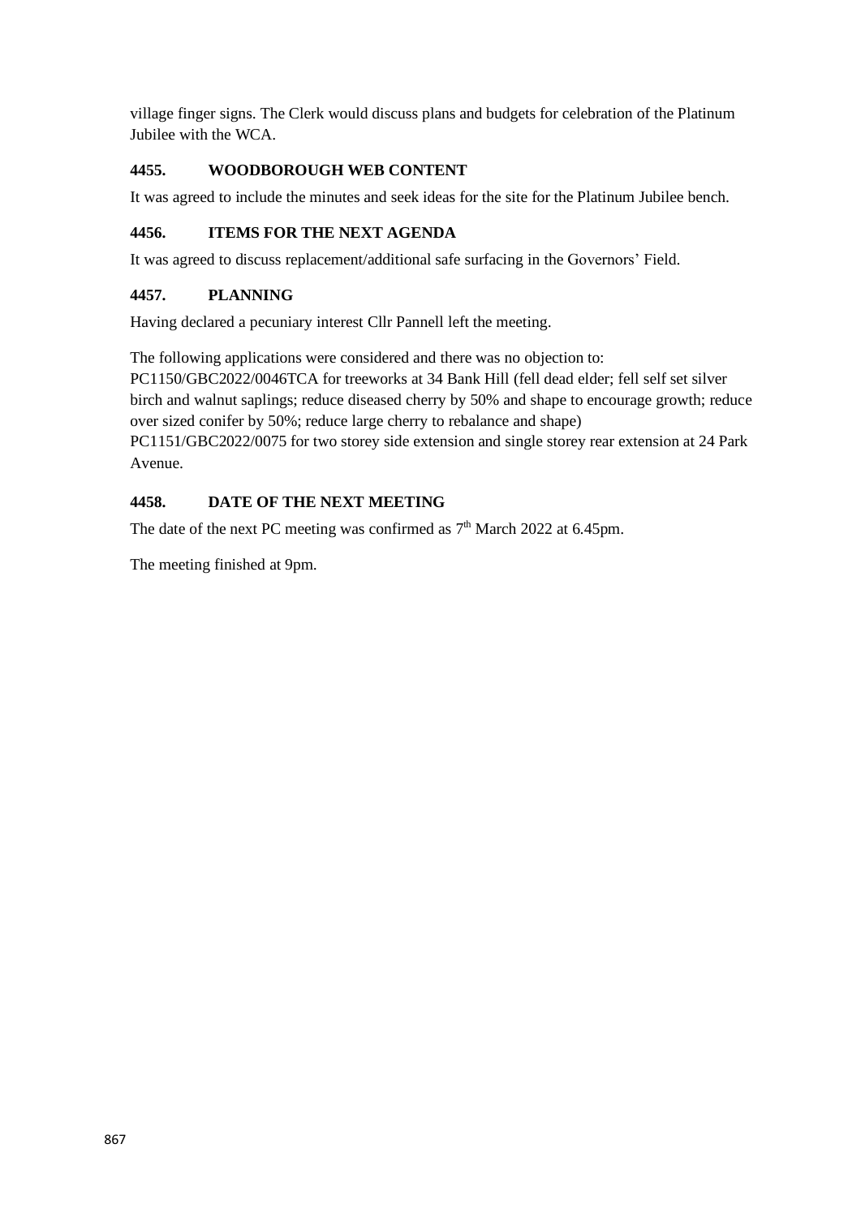village finger signs. The Clerk would discuss plans and budgets for celebration of the Platinum Jubilee with the WCA.

### 4455. WOODBOROUGH WEB CONTENT

It was agreed to include the minutes and seek ideas for the site for the Platinum Jubilee bench.

### 4456. ITEMS FOR THE NEXT AGENDA

It was agreed to discuss replacement/additional safe surfacing in the Governors' Field.

### 4457. PLANNING

Having declared a pecuniary interest Cllr Pannell left the meeting.

The following applications were considered and there was no objection to:
PC1150/GBC2022/0046TCA for treeworks at 34 Bank Hill (fell dead elder; fell self set silver birch and walnut saplings; reduce diseased cherry by 50% and shape to encourage growth; reduce over sized conifer by 50%; reduce large cherry to rebalance and shape)
PC1151/GBC2022/0075 for two storey side extension and single storey rear extension at 24 Park Avenue.

### 4458. DATE OF THE NEXT MEETING

The date of the next PC meeting was confirmed as 7th March 2022 at 6.45pm.

The meeting finished at 9pm.